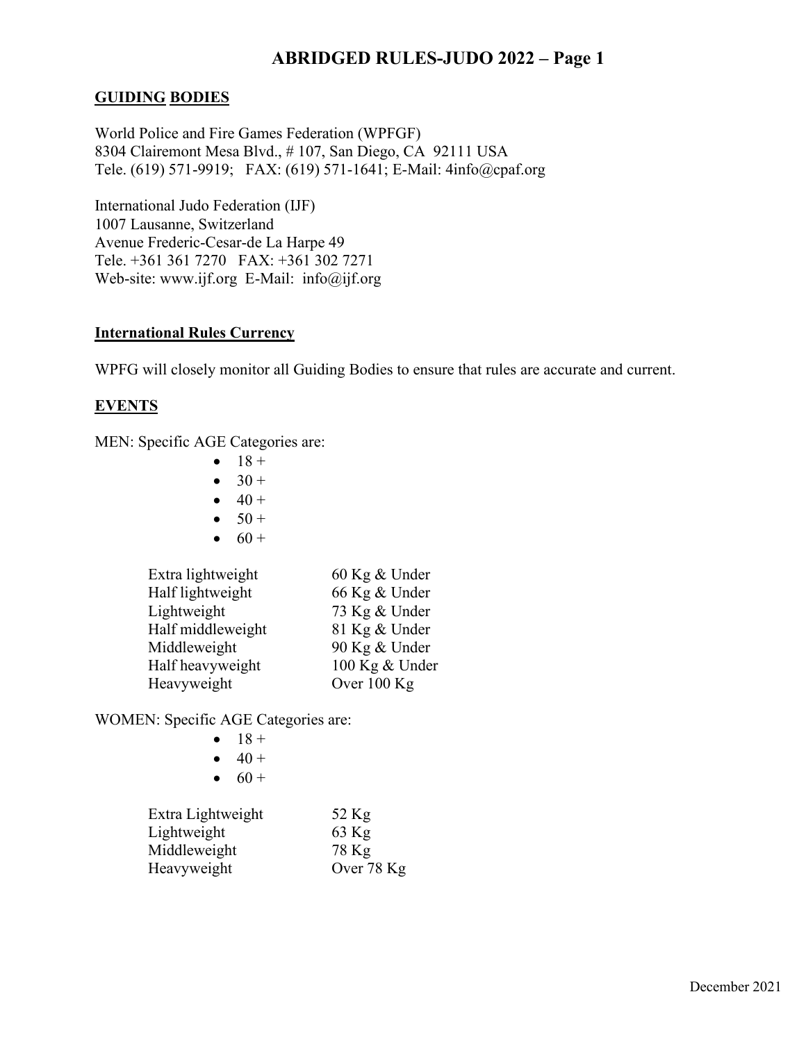# ABRIDGED RULES-JUDO 2022 – Page 1

## GUIDING BODIES

World Police and Fire Games Federation (WPFGF)
8304 Clairemont Mesa Blvd., # 107, San Diego, CA 92111 USA
Tele. (619) 571-9919; FAX: (619) 571-1641; E-Mail: 4info@cpaf.org

International Judo Federation (IJF)
1007 Lausanne, Switzerland
Avenue Frederic-Cesar-de La Harpe 49
Tele. +361 361 7270 FAX: +361 302 7271
Web-site: www.ijf.org E-Mail: info@ijf.org

## International Rules Currency

WPFG will closely monitor all Guiding Bodies to ensure that rules are accurate and current.

## EVENTS

MEN: Specific AGE Categories are:

- 18 +
- 30 +
- 40 +
- 50 +
- 60 +

| | |
|---|---|
| Extra lightweight | 60 Kg & Under |
| Half lightweight | 66 Kg & Under |
| Lightweight | 73 Kg & Under |
| Half middleweight | 81 Kg & Under |
| Middleweight | 90 Kg & Under |
| Half heavyweight | 100 Kg & Under |
| Heavyweight | Over 100 Kg |

WOMEN: Specific AGE Categories are:

- 18 +
- 40 +
- 60 +

| | |
|---|---|
| Extra Lightweight | 52 Kg |
| Lightweight | 63 Kg |
| Middleweight | 78 Kg |
| Heavyweight | Over 78 Kg |

December 2021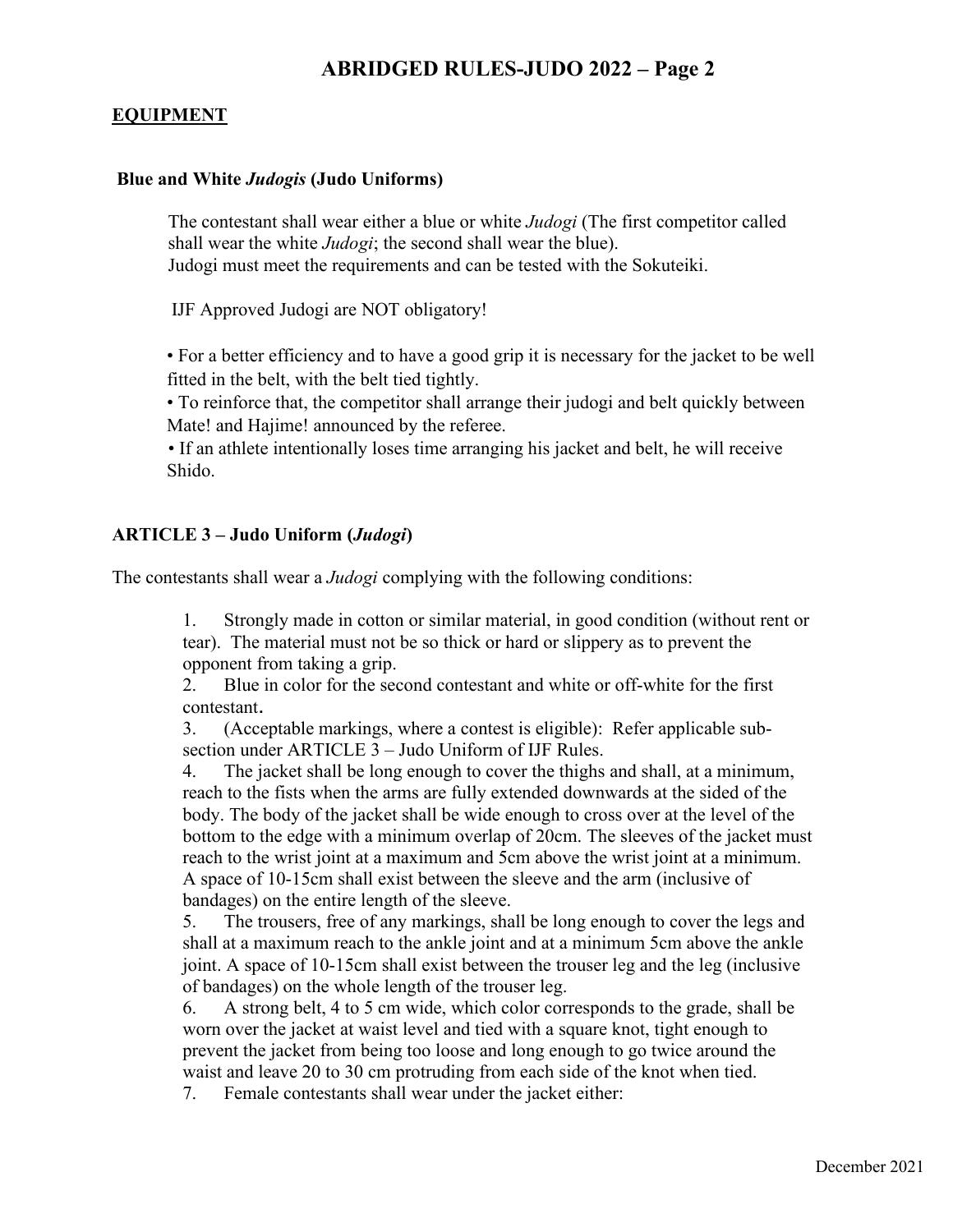## EQUIPMENT

### Blue and White *Judogis* (Judo Uniforms)

The contestant shall wear either a blue or white *Judogi* (The first competitor called shall wear the white *Judogi*; the second shall wear the blue).
Judogi must meet the requirements and can be tested with the Sokuteiki.

IJF Approved Judogi are NOT obligatory!

- For a better efficiency and to have a good grip it is necessary for the jacket to be well fitted in the belt, with the belt tied tightly.
- To reinforce that, the competitor shall arrange their judogi and belt quickly between Mate! and Hajime! announced by the referee.
- If an athlete intentionally loses time arranging his jacket and belt, he will receive Shido.

### ARTICLE 3 – Judo Uniform (*Judogi*)

The contestants shall wear a *Judogi* complying with the following conditions:

1. Strongly made in cotton or similar material, in good condition (without rent or tear). The material must not be so thick or hard or slippery as to prevent the opponent from taking a grip.
2. Blue in color for the second contestant and white or off-white for the first contestant.
3. (Acceptable markings, where a contest is eligible): Refer applicable sub-section under ARTICLE 3 – Judo Uniform of IJF Rules.
4. The jacket shall be long enough to cover the thighs and shall, at a minimum, reach to the fists when the arms are fully extended downwards at the sided of the body. The body of the jacket shall be wide enough to cross over at the level of the bottom to the edge with a minimum overlap of 20cm. The sleeves of the jacket must reach to the wrist joint at a maximum and 5cm above the wrist joint at a minimum. A space of 10-15cm shall exist between the sleeve and the arm (inclusive of bandages) on the entire length of the sleeve.
5. The trousers, free of any markings, shall be long enough to cover the legs and shall at a maximum reach to the ankle joint and at a minimum 5cm above the ankle joint. A space of 10-15cm shall exist between the trouser leg and the leg (inclusive of bandages) on the whole length of the trouser leg.
6. A strong belt, 4 to 5 cm wide, which color corresponds to the grade, shall be worn over the jacket at waist level and tied with a square knot, tight enough to prevent the jacket from being too loose and long enough to go twice around the waist and leave 20 to 30 cm protruding from each side of the knot when tied.
7. Female contestants shall wear under the jacket either: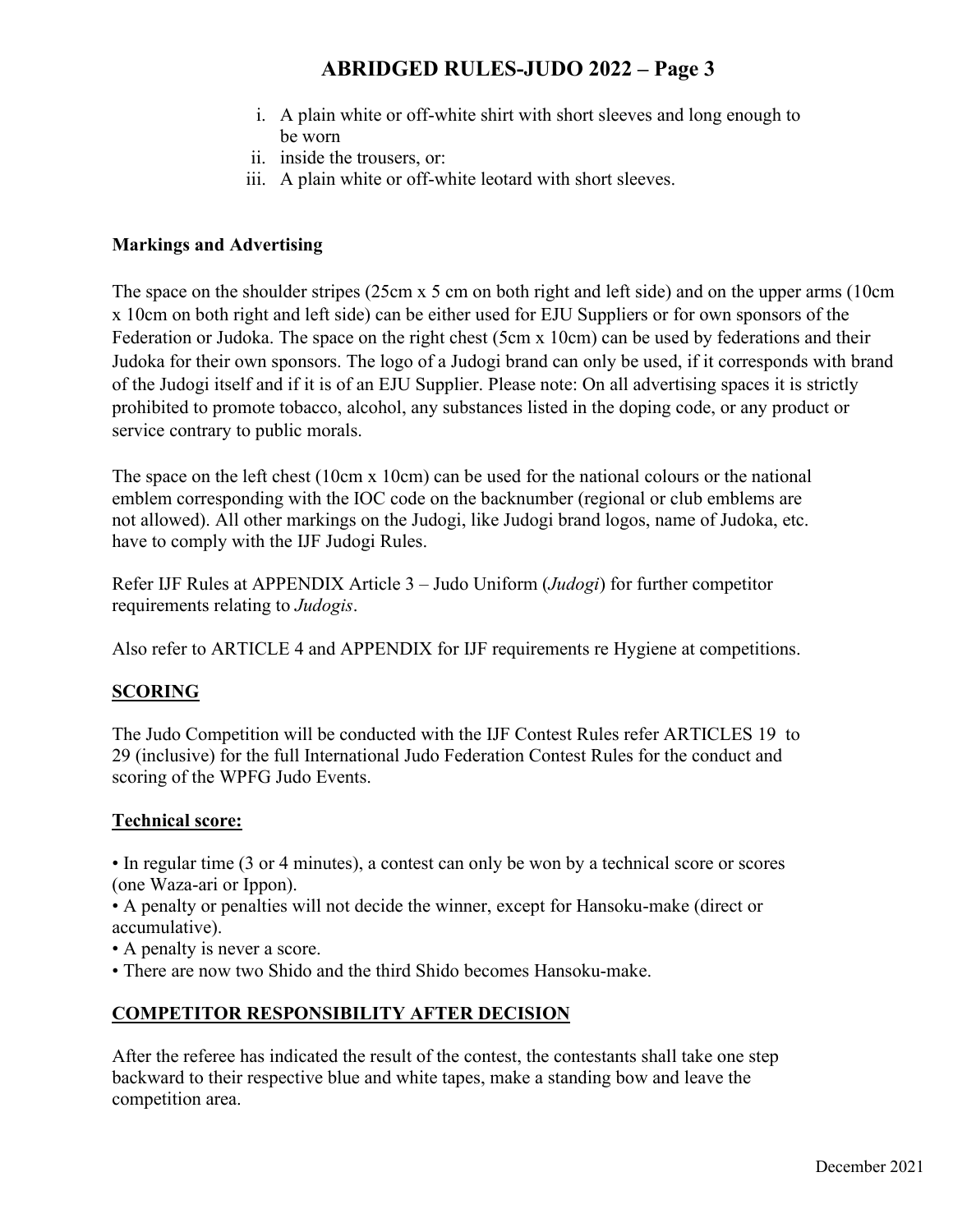i. A plain white or off-white shirt with short sleeves and long enough to be worn
ii. inside the trousers, or:
iii. A plain white or off-white leotard with short sleeves.

**Markings and Advertising**

The space on the shoulder stripes (25cm x 5 cm on both right and left side) and on the upper arms (10cm x 10cm on both right and left side) can be either used for EJU Suppliers or for own sponsors of the Federation or Judoka. The space on the right chest (5cm x 10cm) can be used by federations and their Judoka for their own sponsors. The logo of a Judogi brand can only be used, if it corresponds with brand of the Judogi itself and if it is of an EJU Supplier. Please note: On all advertising spaces it is strictly prohibited to promote tobacco, alcohol, any substances listed in the doping code, or any product or service contrary to public morals.

The space on the left chest (10cm x 10cm) can be used for the national colours or the national emblem corresponding with the IOC code on the backnumber (regional or club emblems are not allowed). All other markings on the Judogi, like Judogi brand logos, name of Judoka, etc. have to comply with the IJF Judogi Rules.

Refer IJF Rules at APPENDIX Article 3 – Judo Uniform (*Judogi*) for further competitor requirements relating to *Judogis*.

Also refer to ARTICLE 4 and APPENDIX for IJF requirements re Hygiene at competitions.

## SCORING

The Judo Competition will be conducted with the IJF Contest Rules refer ARTICLES 19 to 29 (inclusive) for the full International Judo Federation Contest Rules for the conduct and scoring of the WPFG Judo Events.

### Technical score:

- In regular time (3 or 4 minutes), a contest can only be won by a technical score or scores (one Waza-ari or Ippon).
- A penalty or penalties will not decide the winner, except for Hansoku-make (direct or accumulative).
- A penalty is never a score.
- There are now two Shido and the third Shido becomes Hansoku-make.

## COMPETITOR RESPONSIBILITY AFTER DECISION

After the referee has indicated the result of the contest, the contestants shall take one step backward to their respective blue and white tapes, make a standing bow and leave the competition area.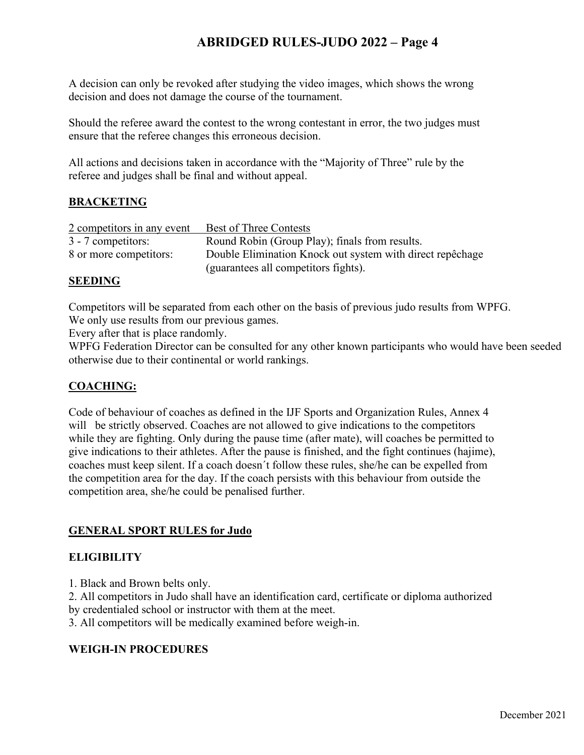A decision can only be revoked after studying the video images, which shows the wrong decision and does not damage the course of the tournament.

Should the referee award the contest to the wrong contestant in error, the two judges must ensure that the referee changes this erroneous decision.

All actions and decisions taken in accordance with the "Majority of Three" rule by the referee and judges shall be final and without appeal.

## BRACKETING

| 2 competitors in any event | Best of Three Contests |
|---|---|
| 3 - 7 competitors: | Round Robin (Group Play); finals from results. |
| 8 or more competitors: | Double Elimination Knock out system with direct repêchage (guarantees all competitors fights). |

## SEEDING

Competitors will be separated from each other on the basis of previous judo results from WPFG.
We only use results from our previous games.
Every after that is place randomly.
WPFG Federation Director can be consulted for any other known participants who would have been seeded otherwise due to their continental or world rankings.

## COACHING:

Code of behaviour of coaches as defined in the IJF Sports and Organization Rules, Annex 4 will be strictly observed. Coaches are not allowed to give indications to the competitors while they are fighting. Only during the pause time (after mate), will coaches be permitted to give indications to their athletes. After the pause is finished, and the fight continues (hajime), coaches must keep silent. If a coach doesn´t follow these rules, she/he can be expelled from the competition area for the day. If the coach persists with this behaviour from outside the competition area, she/he could be penalised further.

## GENERAL SPORT RULES for Judo

### ELIGIBILITY

1. Black and Brown belts only.
2. All competitors in Judo shall have an identification card, certificate or diploma authorized by credentialed school or instructor with them at the meet.
3. All competitors will be medically examined before weigh-in.

### WEIGH-IN PROCEDURES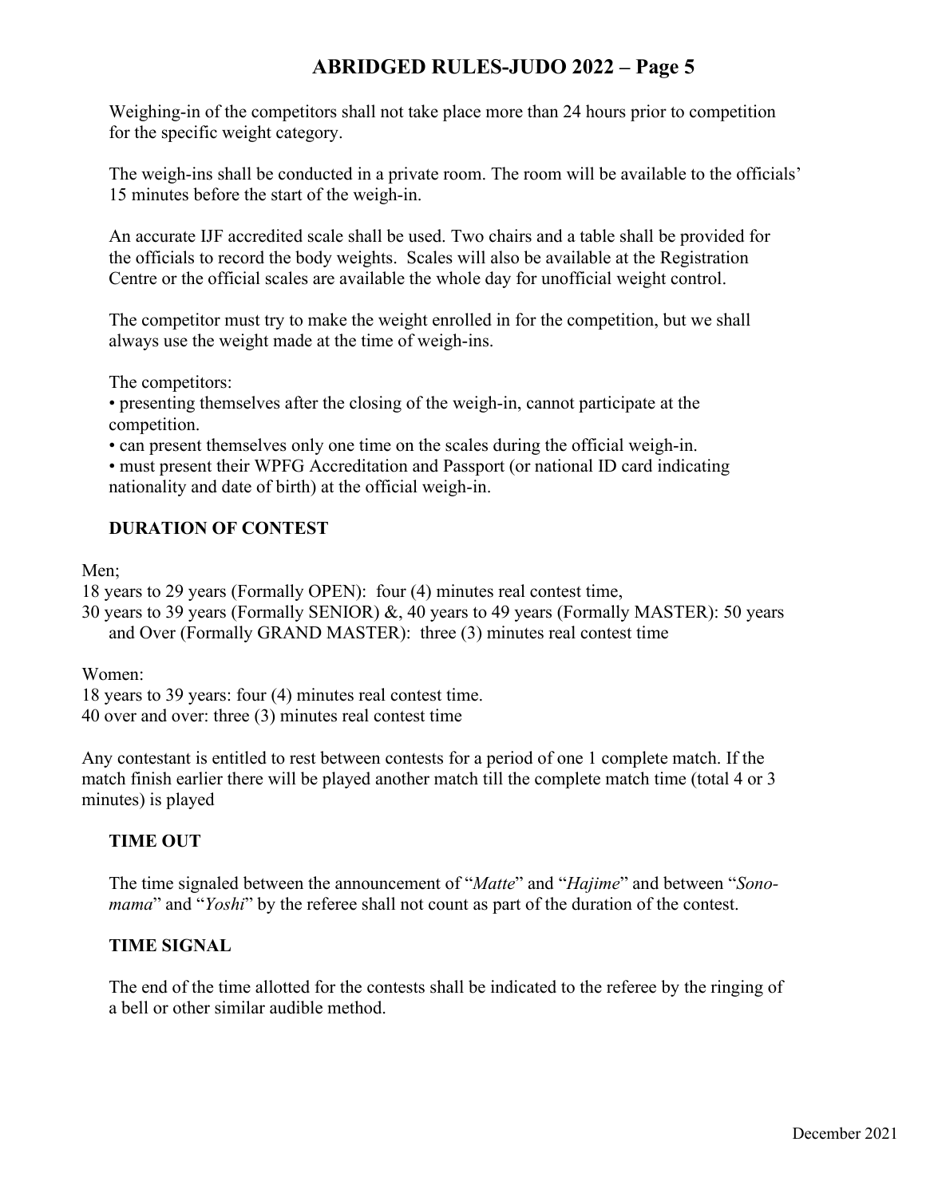Weighing-in of the competitors shall not take place more than 24 hours prior to competition for the specific weight category.

The weigh-ins shall be conducted in a private room. The room will be available to the officials' 15 minutes before the start of the weigh-in.

An accurate IJF accredited scale shall be used. Two chairs and a table shall be provided for the officials to record the body weights. Scales will also be available at the Registration Centre or the official scales are available the whole day for unofficial weight control.

The competitor must try to make the weight enrolled in for the competition, but we shall always use the weight made at the time of weigh-ins.

The competitors:

- presenting themselves after the closing of the weigh-in, cannot participate at the competition.
- can present themselves only one time on the scales during the official weigh-in.
- must present their WPFG Accreditation and Passport (or national ID card indicating nationality and date of birth) at the official weigh-in.

**DURATION OF CONTEST**

Men;

18 years to 29 years (Formally OPEN): four (4) minutes real contest time,

30 years to 39 years (Formally SENIOR) &, 40 years to 49 years (Formally MASTER): 50 years and Over (Formally GRAND MASTER): three (3) minutes real contest time

Women:

18 years to 39 years: four (4) minutes real contest time.

40 over and over: three (3) minutes real contest time

Any contestant is entitled to rest between contests for a period of one 1 complete match. If the match finish earlier there will be played another match till the complete match time (total 4 or 3 minutes) is played

**TIME OUT**

The time signaled between the announcement of "*Matte*" and "*Hajime*" and between "*Sono-mama*" and "*Yoshi*" by the referee shall not count as part of the duration of the contest.

**TIME SIGNAL**

The end of the time allotted for the contests shall be indicated to the referee by the ringing of a bell or other similar audible method.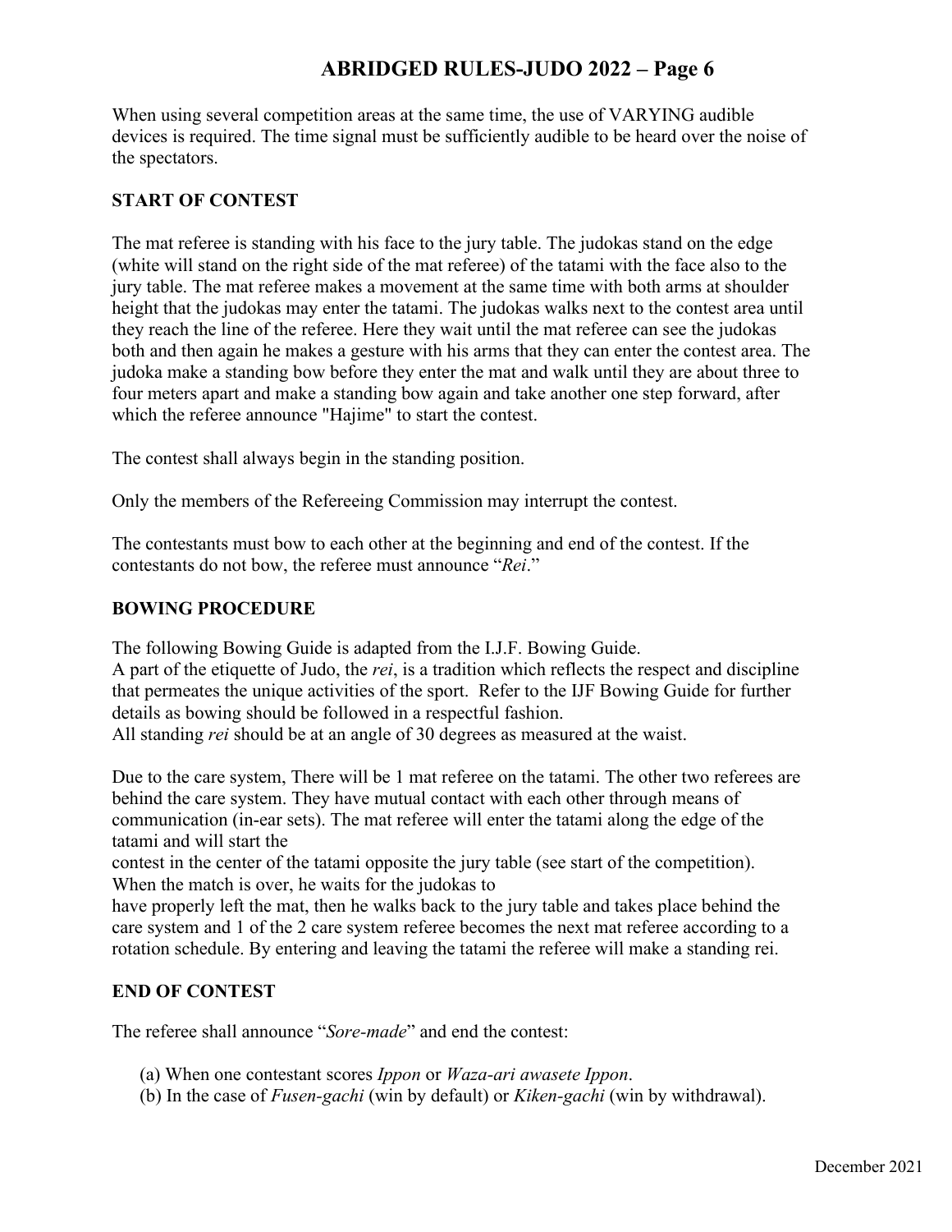When using several competition areas at the same time, the use of VARYING audible devices is required. The time signal must be sufficiently audible to be heard over the noise of the spectators.

## START OF CONTEST

The mat referee is standing with his face to the jury table. The judokas stand on the edge (white will stand on the right side of the mat referee) of the tatami with the face also to the jury table. The mat referee makes a movement at the same time with both arms at shoulder height that the judokas may enter the tatami. The judokas walks next to the contest area until they reach the line of the referee. Here they wait until the mat referee can see the judokas both and then again he makes a gesture with his arms that they can enter the contest area. The judoka make a standing bow before they enter the mat and walk until they are about three to four meters apart and make a standing bow again and take another one step forward, after which the referee announce "Hajime" to start the contest.

The contest shall always begin in the standing position.

Only the members of the Refereeing Commission may interrupt the contest.

The contestants must bow to each other at the beginning and end of the contest. If the contestants do not bow, the referee must announce "*Rei*."

## BOWING PROCEDURE

The following Bowing Guide is adapted from the I.J.F. Bowing Guide.
A part of the etiquette of Judo, the *rei*, is a tradition which reflects the respect and discipline that permeates the unique activities of the sport. Refer to the IJF Bowing Guide for further details as bowing should be followed in a respectful fashion.
All standing *rei* should be at an angle of 30 degrees as measured at the waist.

Due to the care system, There will be 1 mat referee on the tatami. The other two referees are behind the care system. They have mutual contact with each other through means of communication (in-ear sets). The mat referee will enter the tatami along the edge of the tatami and will start the contest in the center of the tatami opposite the jury table (see start of the competition). When the match is over, he waits for the judokas to have properly left the mat, then he walks back to the jury table and takes place behind the care system and 1 of the 2 care system referee becomes the next mat referee according to a rotation schedule. By entering and leaving the tatami the referee will make a standing rei.

## END OF CONTEST

The referee shall announce "*Sore-made*" and end the contest:

(a) When one contestant scores *Ippon* or *Waza-ari awasete Ippon*.
(b) In the case of *Fusen-gachi* (win by default) or *Kiken-gachi* (win by withdrawal).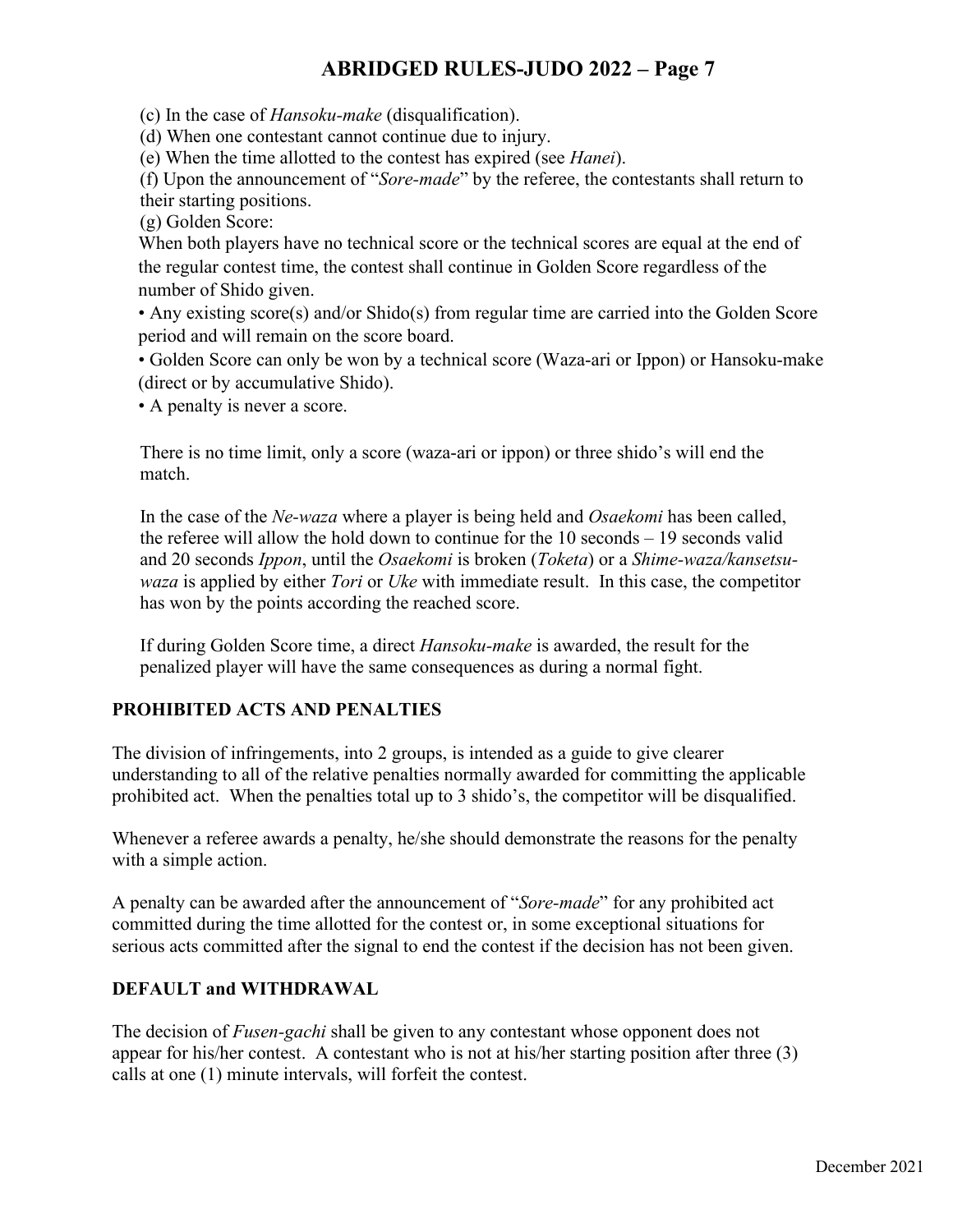(c) In the case of *Hansoku-make* (disqualification).
(d) When one contestant cannot continue due to injury.
(e) When the time allotted to the contest has expired (see *Hanei*).
(f) Upon the announcement of "*Sore-made*" by the referee, the contestants shall return to their starting positions.
(g) Golden Score:

When both players have no technical score or the technical scores are equal at the end of the regular contest time, the contest shall continue in Golden Score regardless of the number of Shido given.

- Any existing score(s) and/or Shido(s) from regular time are carried into the Golden Score period and will remain on the score board.
- Golden Score can only be won by a technical score (Waza-ari or Ippon) or Hansoku-make (direct or by accumulative Shido).
- A penalty is never a score.

There is no time limit, only a score (waza-ari or ippon) or three shido's will end the match.

In the case of the *Ne-waza* where a player is being held and *Osaekomi* has been called, the referee will allow the hold down to continue for the 10 seconds – 19 seconds valid and 20 seconds *Ippon*, until the *Osaekomi* is broken (*Toketa*) or a *Shime-waza/kansetsu-waza* is applied by either *Tori* or *Uke* with immediate result. In this case, the competitor has won by the points according the reached score.

If during Golden Score time, a direct *Hansoku-make* is awarded, the result for the penalized player will have the same consequences as during a normal fight.

## PROHIBITED ACTS AND PENALTIES

The division of infringements, into 2 groups, is intended as a guide to give clearer understanding to all of the relative penalties normally awarded for committing the applicable prohibited act. When the penalties total up to 3 shido's, the competitor will be disqualified.

Whenever a referee awards a penalty, he/she should demonstrate the reasons for the penalty with a simple action.

A penalty can be awarded after the announcement of "*Sore-made*" for any prohibited act committed during the time allotted for the contest or, in some exceptional situations for serious acts committed after the signal to end the contest if the decision has not been given.

## DEFAULT and WITHDRAWAL

The decision of *Fusen-gachi* shall be given to any contestant whose opponent does not appear for his/her contest. A contestant who is not at his/her starting position after three (3) calls at one (1) minute intervals, will forfeit the contest.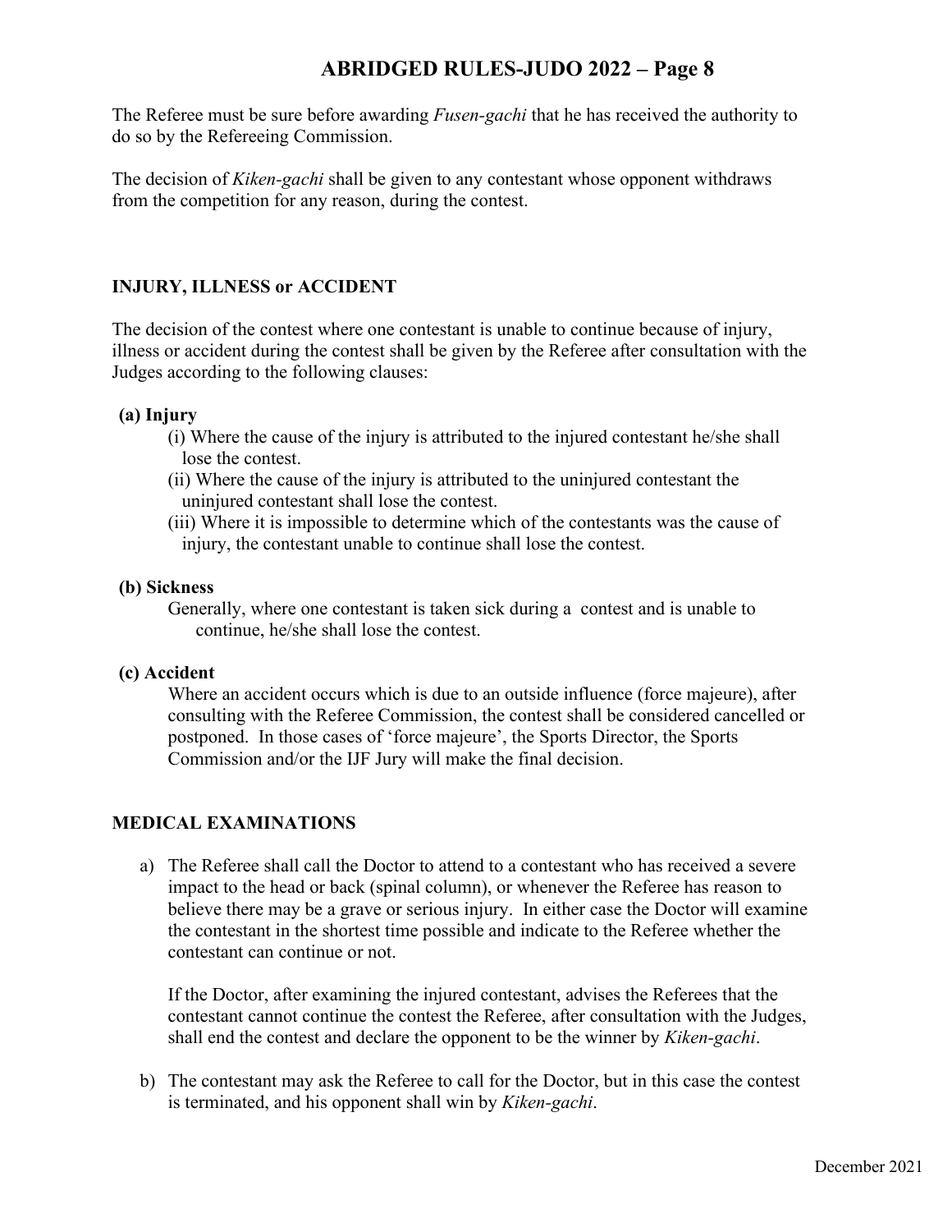The Referee must be sure before awarding *Fusen-gachi* that he has received the authority to do so by the Refereeing Commission.

The decision of *Kiken-gachi* shall be given to any contestant whose opponent withdraws from the competition for any reason, during the contest.

## INJURY, ILLNESS or ACCIDENT

The decision of the contest where one contestant is unable to continue because of injury, illness or accident during the contest shall be given by the Referee after consultation with the Judges according to the following clauses:

**(a) Injury**

(i) Where the cause of the injury is attributed to the injured contestant he/she shall lose the contest.

(ii) Where the cause of the injury is attributed to the uninjured contestant the uninjured contestant shall lose the contest.

(iii) Where it is impossible to determine which of the contestants was the cause of injury, the contestant unable to continue shall lose the contest.

**(b) Sickness**

Generally, where one contestant is taken sick during a contest and is unable to continue, he/she shall lose the contest.

**(c) Accident**

Where an accident occurs which is due to an outside influence (force majeure), after consulting with the Referee Commission, the contest shall be considered cancelled or postponed. In those cases of 'force majeure', the Sports Director, the Sports Commission and/or the IJF Jury will make the final decision.

## MEDICAL EXAMINATIONS

a) The Referee shall call the Doctor to attend to a contestant who has received a severe impact to the head or back (spinal column), or whenever the Referee has reason to believe there may be a grave or serious injury. In either case the Doctor will examine the contestant in the shortest time possible and indicate to the Referee whether the contestant can continue or not.

   If the Doctor, after examining the injured contestant, advises the Referees that the contestant cannot continue the contest the Referee, after consultation with the Judges, shall end the contest and declare the opponent to be the winner by *Kiken-gachi*.

b) The contestant may ask the Referee to call for the Doctor, but in this case the contest is terminated, and his opponent shall win by *Kiken-gachi*.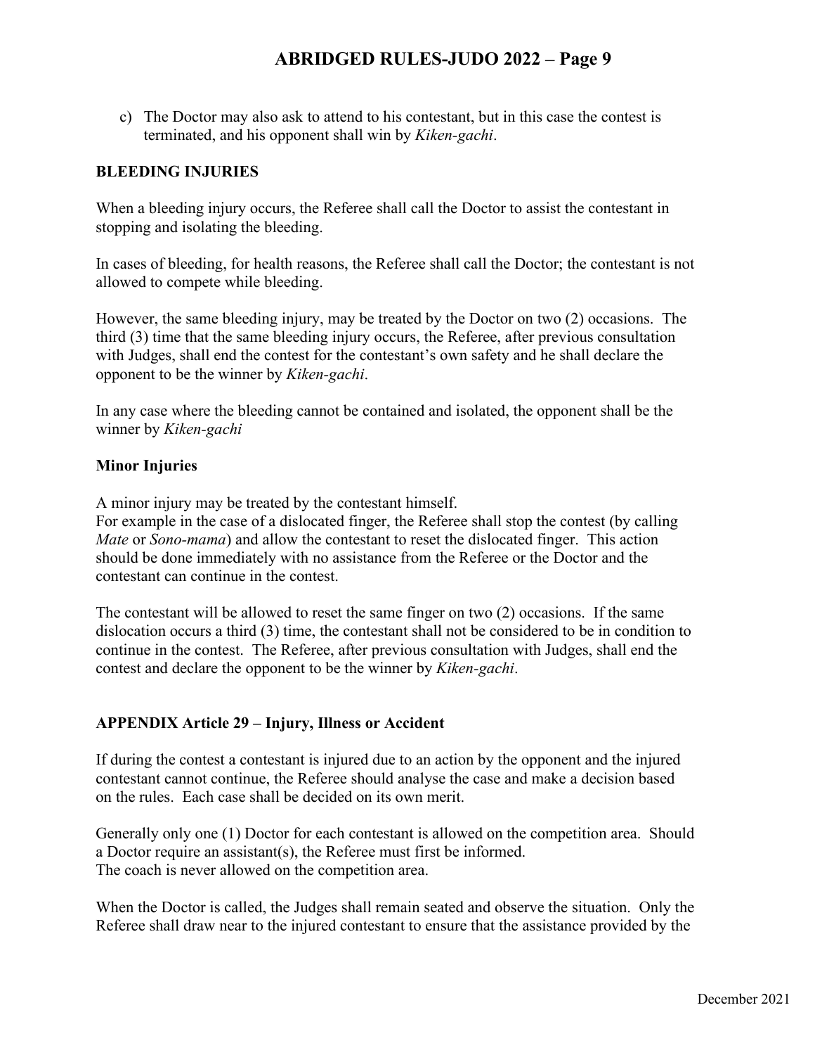c) The Doctor may also ask to attend to his contestant, but in this case the contest is terminated, and his opponent shall win by *Kiken-gachi*.

**BLEEDING INJURIES**

When a bleeding injury occurs, the Referee shall call the Doctor to assist the contestant in stopping and isolating the bleeding.

In cases of bleeding, for health reasons, the Referee shall call the Doctor; the contestant is not allowed to compete while bleeding.

However, the same bleeding injury, may be treated by the Doctor on two (2) occasions. The third (3) time that the same bleeding injury occurs, the Referee, after previous consultation with Judges, shall end the contest for the contestant's own safety and he shall declare the opponent to be the winner by *Kiken-gachi*.

In any case where the bleeding cannot be contained and isolated, the opponent shall be the winner by *Kiken-gachi*

**Minor Injuries**

A minor injury may be treated by the contestant himself.
For example in the case of a dislocated finger, the Referee shall stop the contest (by calling *Mate* or *Sono-mama*) and allow the contestant to reset the dislocated finger. This action should be done immediately with no assistance from the Referee or the Doctor and the contestant can continue in the contest.

The contestant will be allowed to reset the same finger on two (2) occasions. If the same dislocation occurs a third (3) time, the contestant shall not be considered to be in condition to continue in the contest. The Referee, after previous consultation with Judges, shall end the contest and declare the opponent to be the winner by *Kiken-gachi*.

**APPENDIX Article 29 – Injury, Illness or Accident**

If during the contest a contestant is injured due to an action by the opponent and the injured contestant cannot continue, the Referee should analyse the case and make a decision based on the rules. Each case shall be decided on its own merit.

Generally only one (1) Doctor for each contestant is allowed on the competition area. Should a Doctor require an assistant(s), the Referee must first be informed.
The coach is never allowed on the competition area.

When the Doctor is called, the Judges shall remain seated and observe the situation. Only the Referee shall draw near to the injured contestant to ensure that the assistance provided by the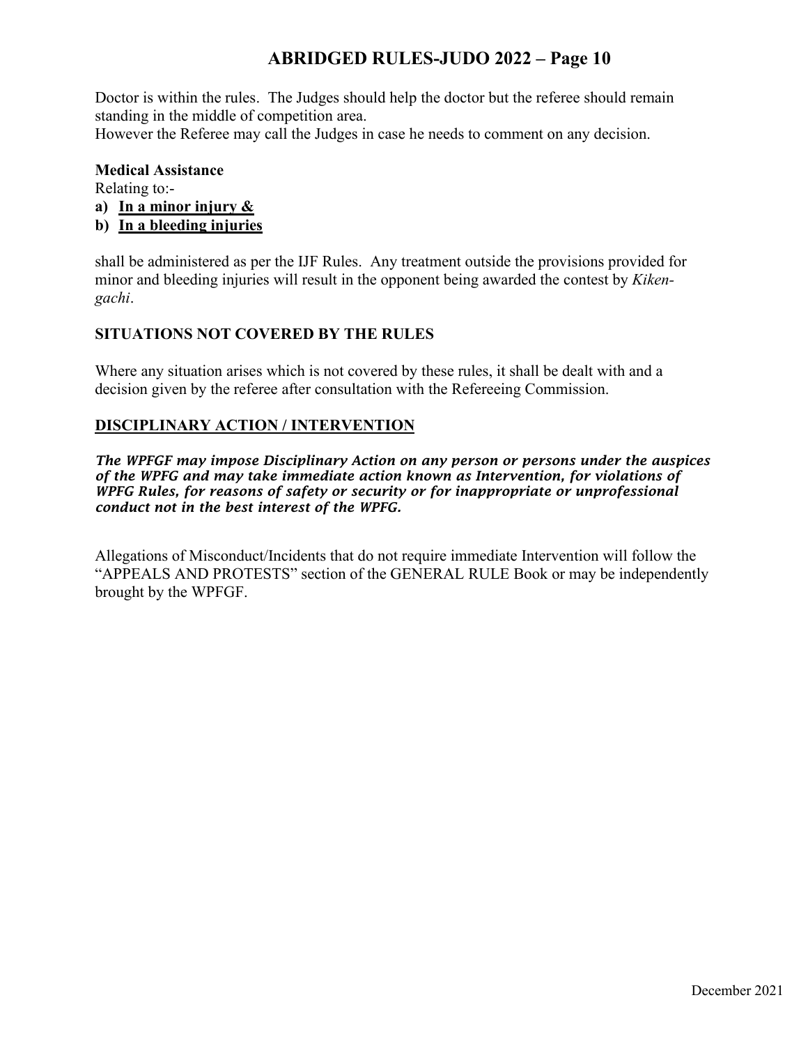Doctor is within the rules. The Judges should help the doctor but the referee should remain standing in the middle of competition area.
However the Referee may call the Judges in case he needs to comment on any decision.

**Medical Assistance**
Relating to:-

**a)** <u>**In a minor injury &**</u>
**b)** <u>**In a bleeding injuries**</u>

shall be administered as per the IJF Rules. Any treatment outside the provisions provided for minor and bleeding injuries will result in the opponent being awarded the contest by *Kiken-gachi*.

## SITUATIONS NOT COVERED BY THE RULES

Where any situation arises which is not covered by these rules, it shall be dealt with and a decision given by the referee after consultation with the Refereeing Commission.

## <u>DISCIPLINARY ACTION / INTERVENTION</u>

***The WPFGF may impose Disciplinary Action on any person or persons under the auspices of the WPFG and may take immediate action known as Intervention, for violations of WPFG Rules, for reasons of safety or security or for inappropriate or unprofessional conduct not in the best interest of the WPFG.***

Allegations of Misconduct/Incidents that do not require immediate Intervention will follow the "APPEALS AND PROTESTS" section of the GENERAL RULE Book or may be independently brought by the WPFGF.